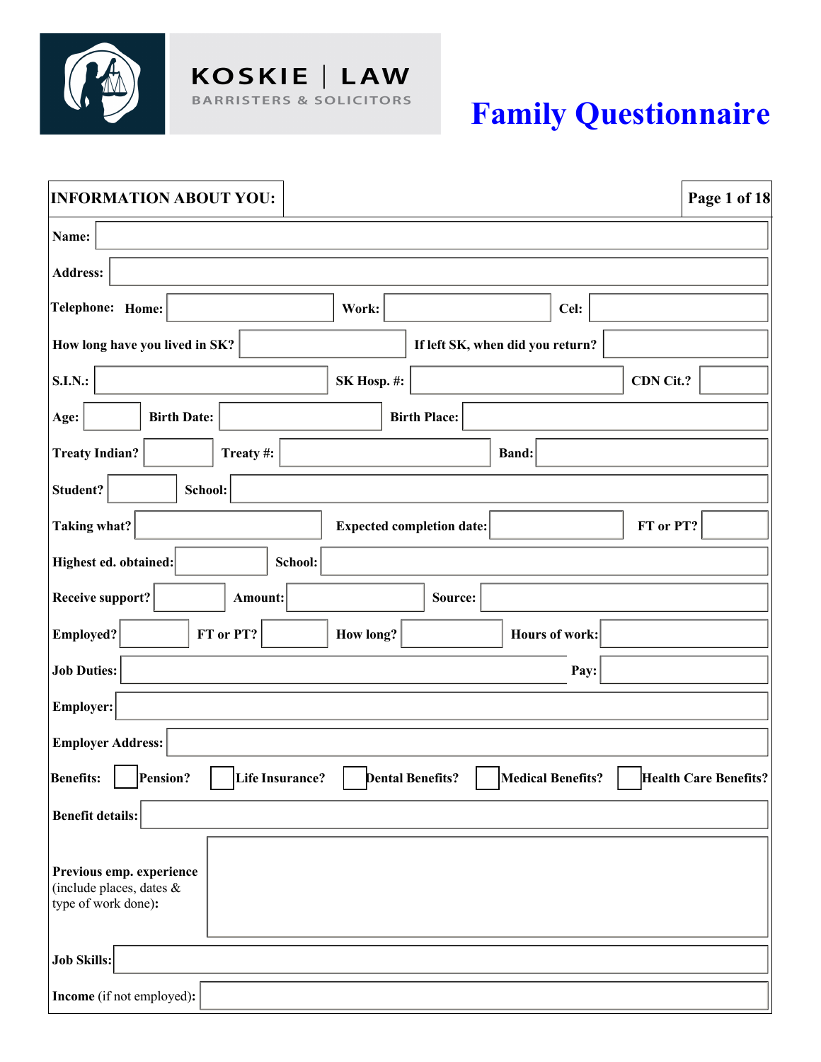**KOSKIE | LAW**
BARRISTERS & SOLICITORS

# Family Questionnaire

## INFORMATION ABOUT YOU:

**Name:**

**Address:**

**Telephone:** **Home:** **Work:** **Cel:**

**How long have you lived in SK?** **If left SK, when did you return?**

**S.I.N.:** **SK Hosp. #:** **CDN Cit.?**

**Age:** **Birth Date:** **Birth Place:**

**Treaty Indian?** **Treaty #:** **Band:**

**Student?** **School:**

**Taking what?** **Expected completion date:** **FT or PT?**

**Highest ed. obtained:** **School:**

**Receive support?** **Amount:** **Source:**

**Employed?** **FT or PT?** **How long?** **Hours of work:**

**Job Duties:** **Pay:**

**Employer:**

**Employer Address:**

**Benefits:** ☐ **Pension?** ☐ **Life Insurance?** ☐ **Dental Benefits?** ☐ **Medical Benefits?** ☐ **Health Care Benefits?**

**Benefit details:**

**Previous emp. experience** (include places, dates & type of work done)**:**

**Job Skills:**

**Income** (if not employed)**:**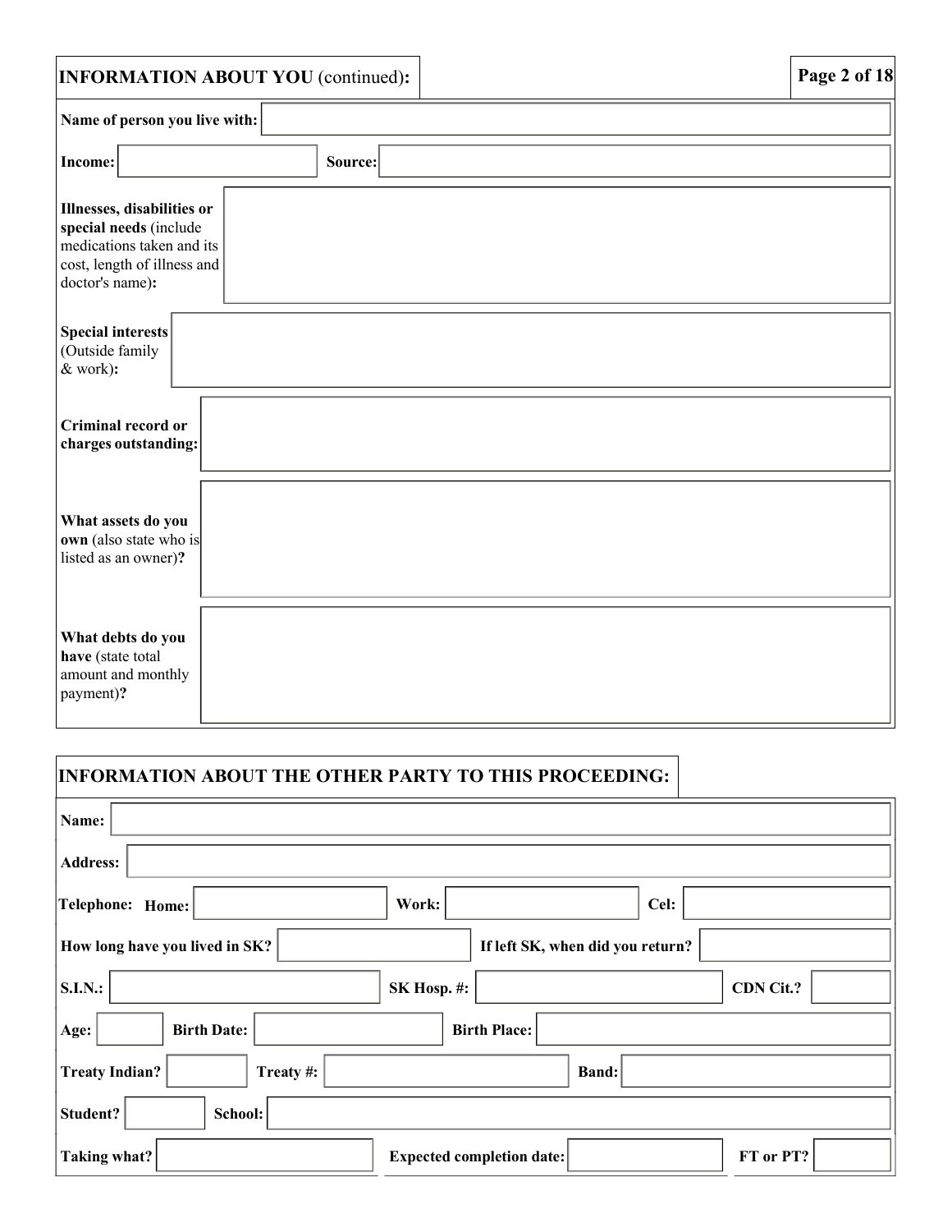## INFORMATION ABOUT YOU (continued):

**Name of person you live with:**

**Income:** **Source:**

**Illnesses, disabilities or special needs** (include medications taken and its cost, length of illness and doctor's name)**:**

**Special interests** (Outside family & work)**:**

**Criminal record or charges outstanding:**

**What assets do you own** (also state who is listed as an owner)**?**

**What debts do you have** (state total amount and monthly payment)**?**

## INFORMATION ABOUT THE OTHER PARTY TO THIS PROCEEDING:

**Name:**

**Address:**

**Telephone: Home:** **Work:** **Cel:**

**How long have you lived in SK?** **If left SK, when did you return?**

**S.I.N.:** **SK Hosp. #:** **CDN Cit.?**

**Age:** **Birth Date:** **Birth Place:**

**Treaty Indian?** **Treaty #:** **Band:**

**Student?** **School:**

**Taking what?** **Expected completion date:** **FT or PT?**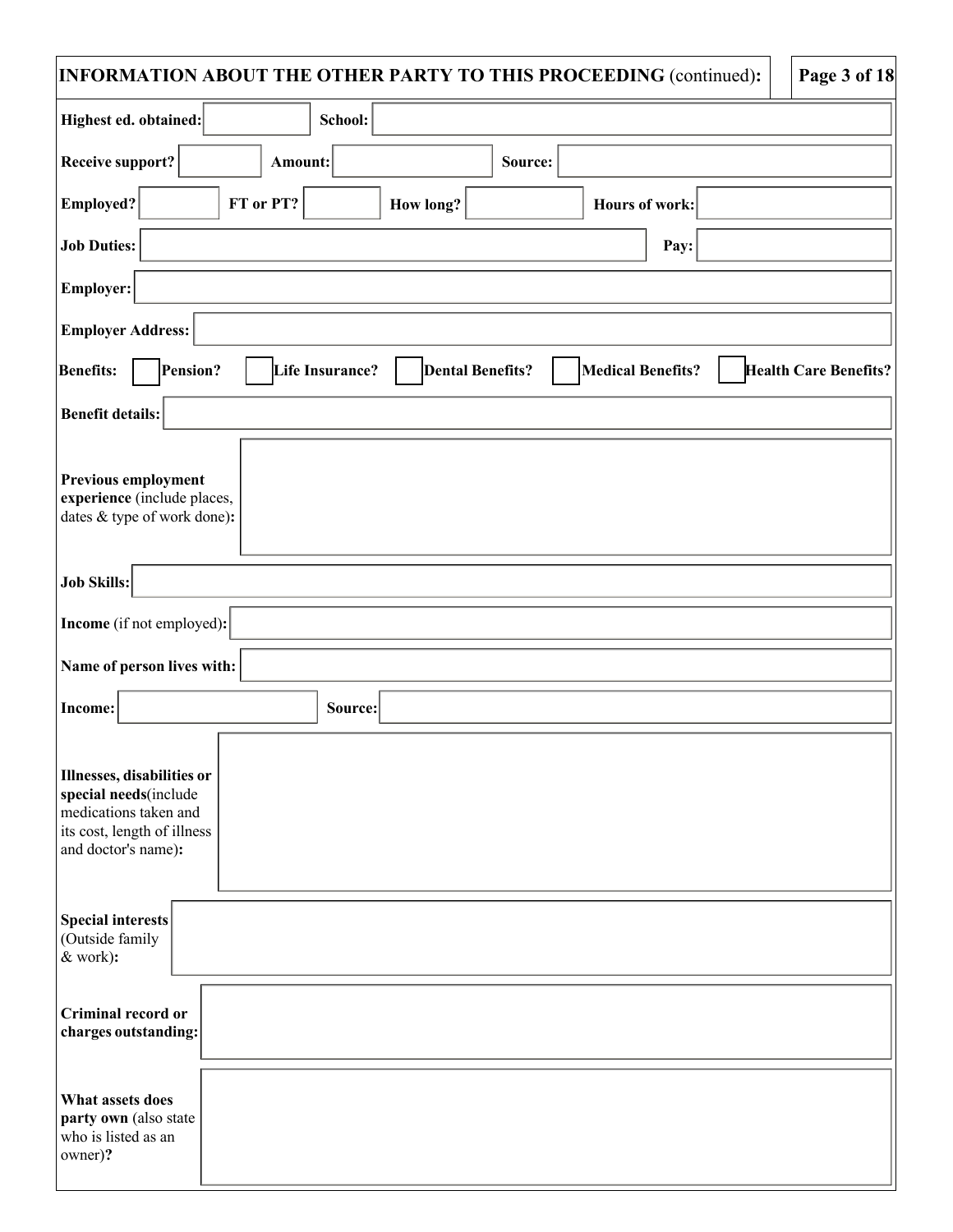## INFORMATION ABOUT THE OTHER PARTY TO THIS PROCEEDING (continued):

**Highest ed. obtained:** ______ **School:** ______

**Receive support?** ______ **Amount:** ______ **Source:** ______

**Employed?** ______ **FT or PT?** ______ **How long?** ______ **Hours of work:** ______

**Job Duties:** ______ **Pay:** ______

**Employer:** ______

**Employer Address:** ______

**Benefits:** ☐ **Pension?** ☐ **Life Insurance?** ☐ **Dental Benefits?** ☐ **Medical Benefits?** ☐ **Health Care Benefits?**

**Benefit details:** ______

**Previous employment experience** (include places, dates & type of work done)**:** ______

**Job Skills:** ______

**Income** (if not employed)**:** ______

**Name of person lives with:** ______

**Income:** ______ **Source:** ______

**Illnesses, disabilities or special needs**(include medications taken and its cost, length of illness and doctor's name)**:** ______

**Special interests** (Outside family & work)**:** ______

**Criminal record or charges outstanding:** ______

**What assets does party own** (also state who is listed as an owner)**?** ______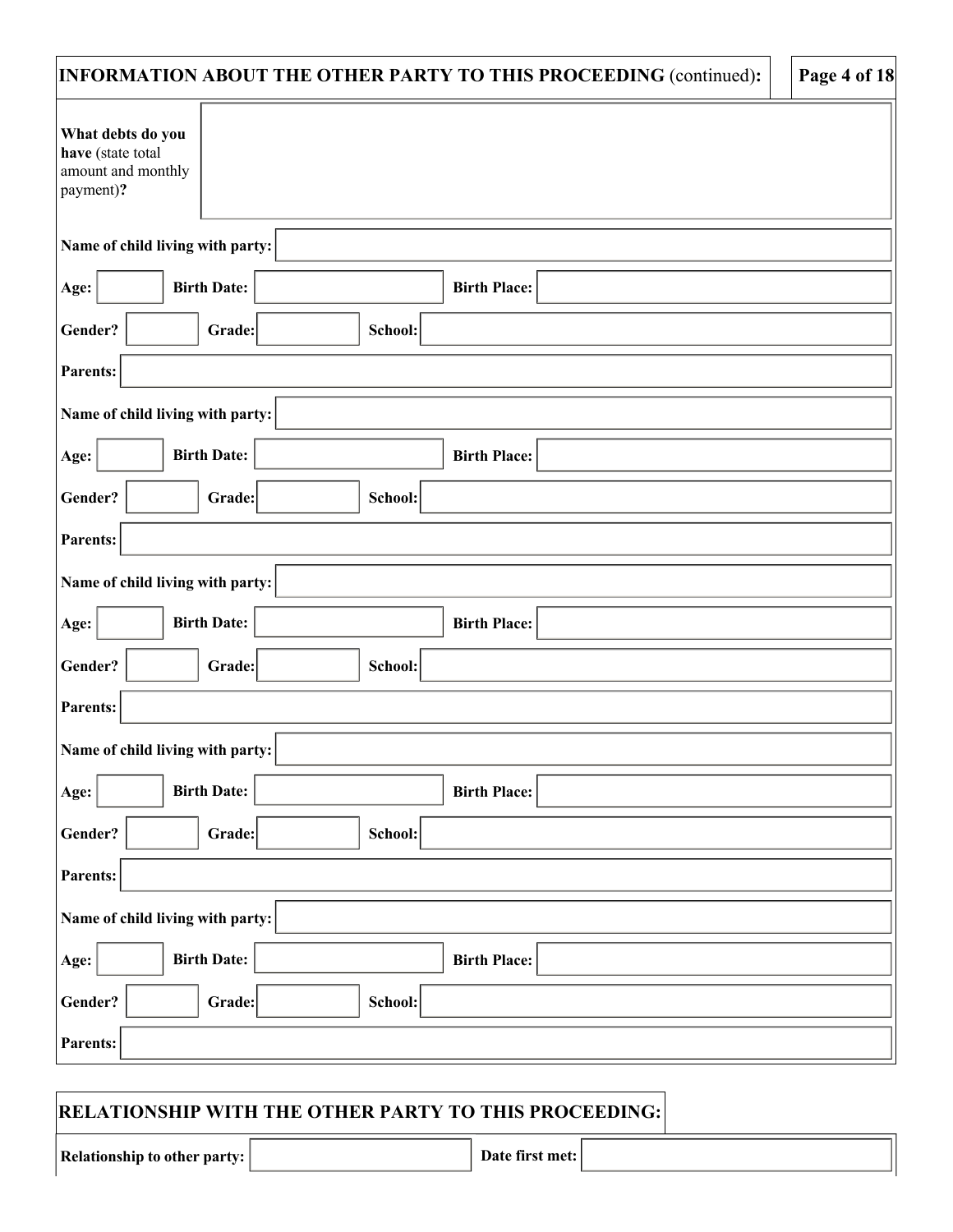## INFORMATION ABOUT THE OTHER PARTY TO THIS PROCEEDING (continued):

**What debts do you have** (state total amount and monthly payment)**?**

**Name of child living with party:**

**Age:** **Birth Date:** **Birth Place:**

**Gender?** **Grade:** **School:**

**Parents:**

**Name of child living with party:**

**Age:** **Birth Date:** **Birth Place:**

**Gender?** **Grade:** **School:**

**Parents:**

**Name of child living with party:**

**Age:** **Birth Date:** **Birth Place:**

**Gender?** **Grade:** **School:**

**Parents:**

**Name of child living with party:**

**Age:** **Birth Date:** **Birth Place:**

**Gender?** **Grade:** **School:**

**Parents:**

**Name of child living with party:**

**Age:** **Birth Date:** **Birth Place:**

**Gender?** **Grade:** **School:**

**Parents:**

## RELATIONSHIP WITH THE OTHER PARTY TO THIS PROCEEDING:

**Relationship to other party:** **Date first met:**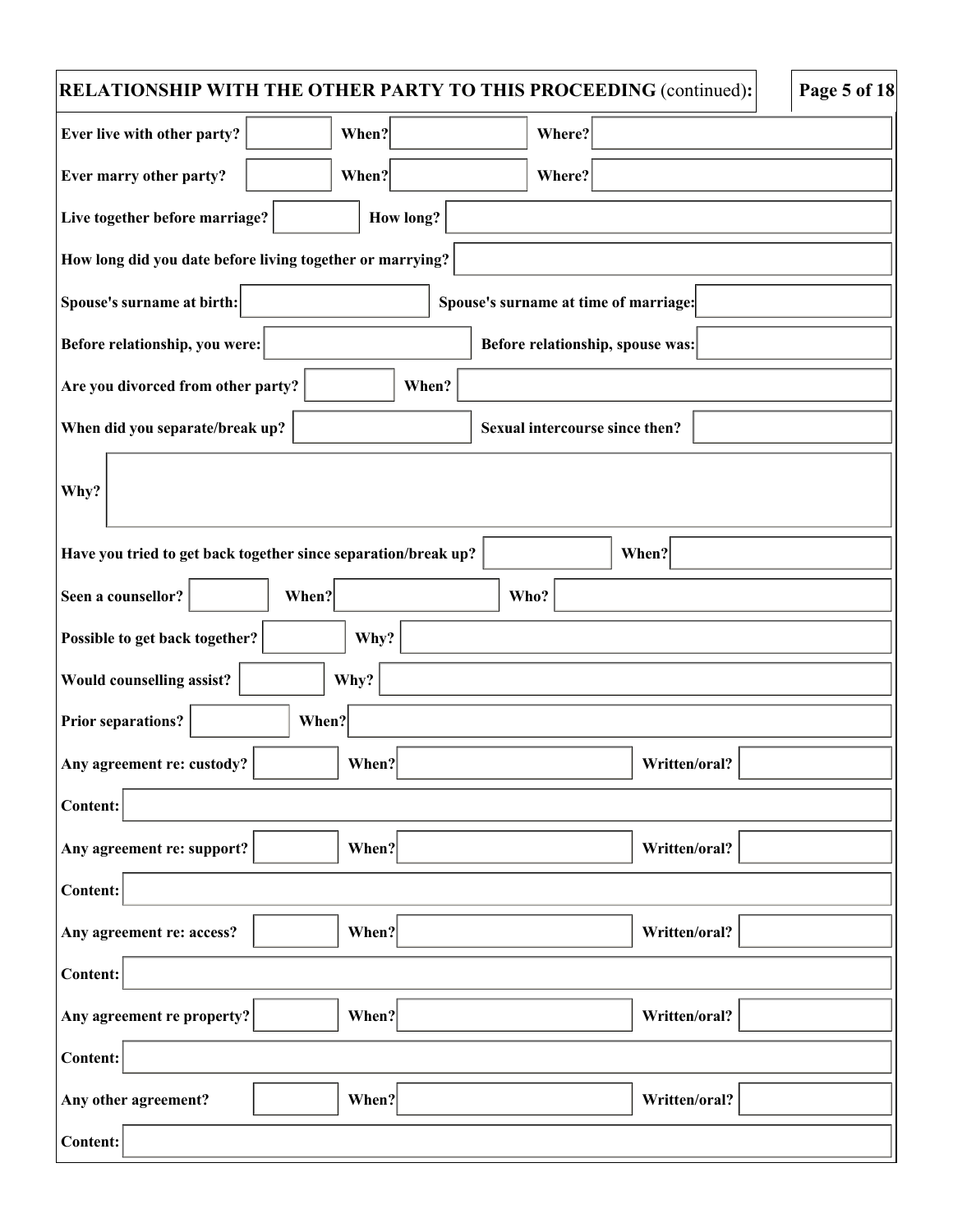## RELATIONSHIP WITH THE OTHER PARTY TO THIS PROCEEDING (continued):

**Ever live with other party?** ______ **When?** ______ **Where?** ______

**Ever marry other party?** ______ **When?** ______ **Where?** ______

**Live together before marriage?** ______ **How long?** ______

**How long did you date before living together or marrying?** ______

**Spouse's surname at birth:** ______ **Spouse's surname at time of marriage:** ______

**Before relationship, you were:** ______ **Before relationship, spouse was:** ______

**Are you divorced from other party?** ______ **When?** ______

**When did you separate/break up?** ______ **Sexual intercourse since then?** ______

**Why?** ______

**Have you tried to get back together since separation/break up?** ______ **When?** ______

**Seen a counsellor?** ______ **When?** ______ **Who?** ______

**Possible to get back together?** ______ **Why?** ______

**Would counselling assist?** ______ **Why?** ______

**Prior separations?** ______ **When?** ______

**Any agreement re: custody?** ______ **When?** ______ **Written/oral?** ______

**Content:** ______

**Any agreement re: support?** ______ **When?** ______ **Written/oral?** ______

**Content:** ______

**Any agreement re: access?** ______ **When?** ______ **Written/oral?** ______

**Content:** ______

**Any agreement re property?** ______ **When?** ______ **Written/oral?** ______

**Content:** ______

**Any other agreement?** ______ **When?** ______ **Written/oral?** ______

**Content:** ______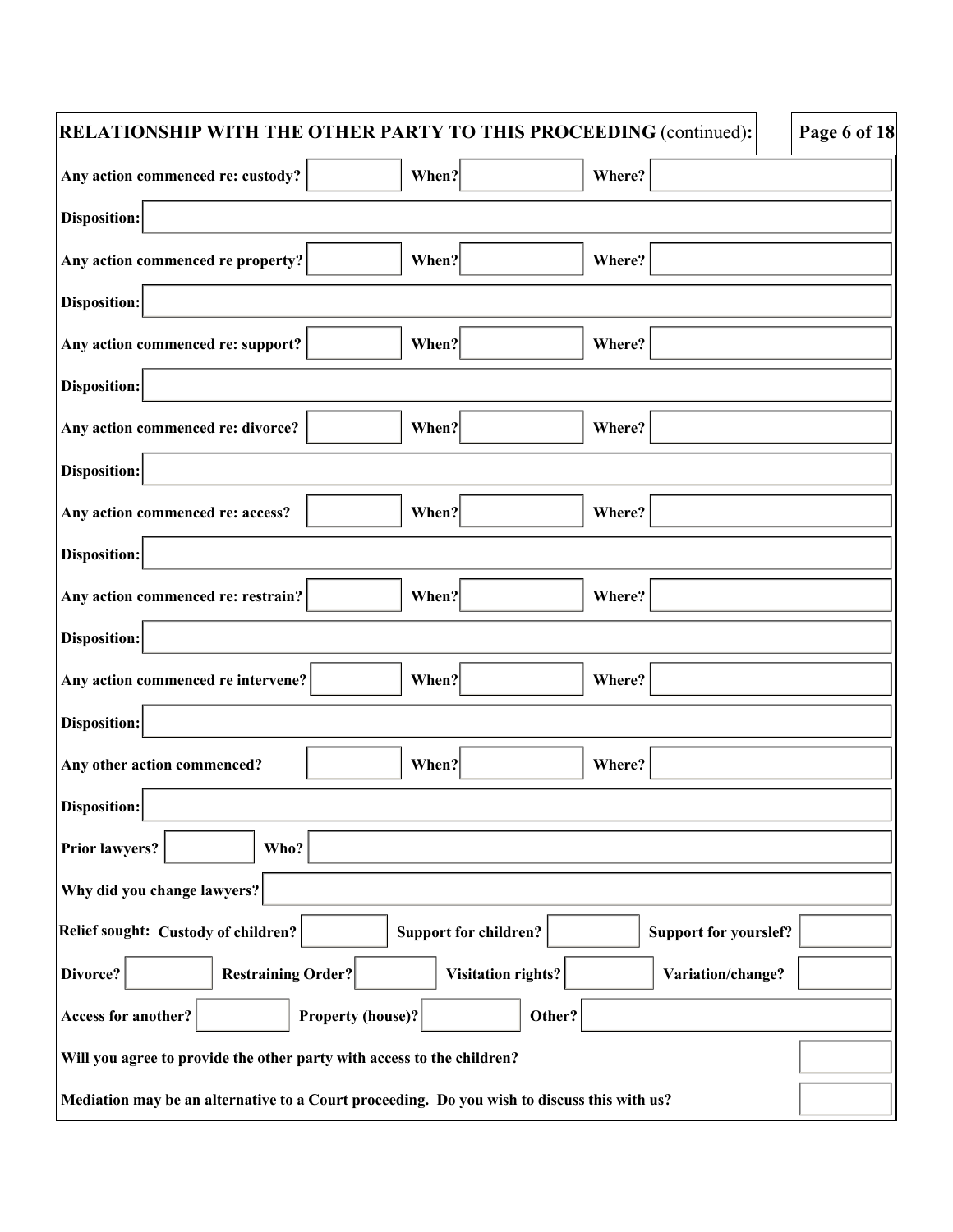**RELATIONSHIP WITH THE OTHER PARTY TO THIS PROCEEDING** (continued)**:**

| | | | | | |
|---|---|---|---|---|---|
| **Any action commenced re: custody?** | | **When?** | | **Where?** | |
| **Disposition:** | | | | | |
| **Any action commenced re property?** | | **When?** | | **Where?** | |
| **Disposition:** | | | | | |
| **Any action commenced re: support?** | | **When?** | | **Where?** | |
| **Disposition:** | | | | | |
| **Any action commenced re: divorce?** | | **When?** | | **Where?** | |
| **Disposition:** | | | | | |
| **Any action commenced re: access?** | | **When?** | | **Where?** | |
| **Disposition:** | | | | | |
| **Any action commenced re: restrain?** | | **When?** | | **Where?** | |
| **Disposition:** | | | | | |
| **Any action commenced re intervene?** | | **When?** | | **Where?** | |
| **Disposition:** | | | | | |
| **Any other action commenced?** | | **When?** | | **Where?** | |
| **Disposition:** | | | | | |

**Prior lawyers?** ____ **Who?** ____

**Why did you change lawyers?** ____

**Relief sought:** **Custody of children?** ____ **Support for children?** ____ **Support for yourslef?** ____

**Divorce?** ____ **Restraining Order?** ____ **Visitation rights?** ____ **Variation/change?** ____

**Access for another?** ____ **Property (house)?** ____ **Other?** ____

**Will you agree to provide the other party with access to the children?** ____

**Mediation may be an alternative to a Court proceeding. Do you wish to discuss this with us?** ____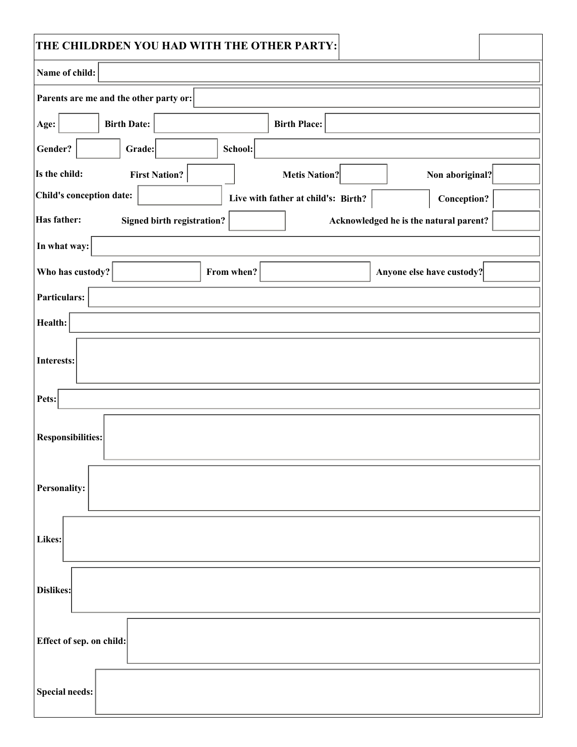## THE CHILDRDEN YOU HAD WITH THE OTHER PARTY:

**Name of child:**

**Parents are me and the other party or:**

**Age:** **Birth Date:** **Birth Place:**

**Gender?** **Grade:** **School:**

**Is the child:** **First Nation?** **Metis Nation?** **Non aboriginal?**

**Child's conception date:** **Live with father at child's: Birth?** **Conception?**

**Has father:** **Signed birth registration?** **Acknowledged he is the natural parent?**

**In what way:**

**Who has custody?** **From when?** **Anyone else have custody?**

**Particulars:**

**Health:**

**Interests:**

**Pets:**

**Responsibilities:**

**Personality:**

**Likes:**

**Dislikes:**

**Effect of sep. on child:**

**Special needs:**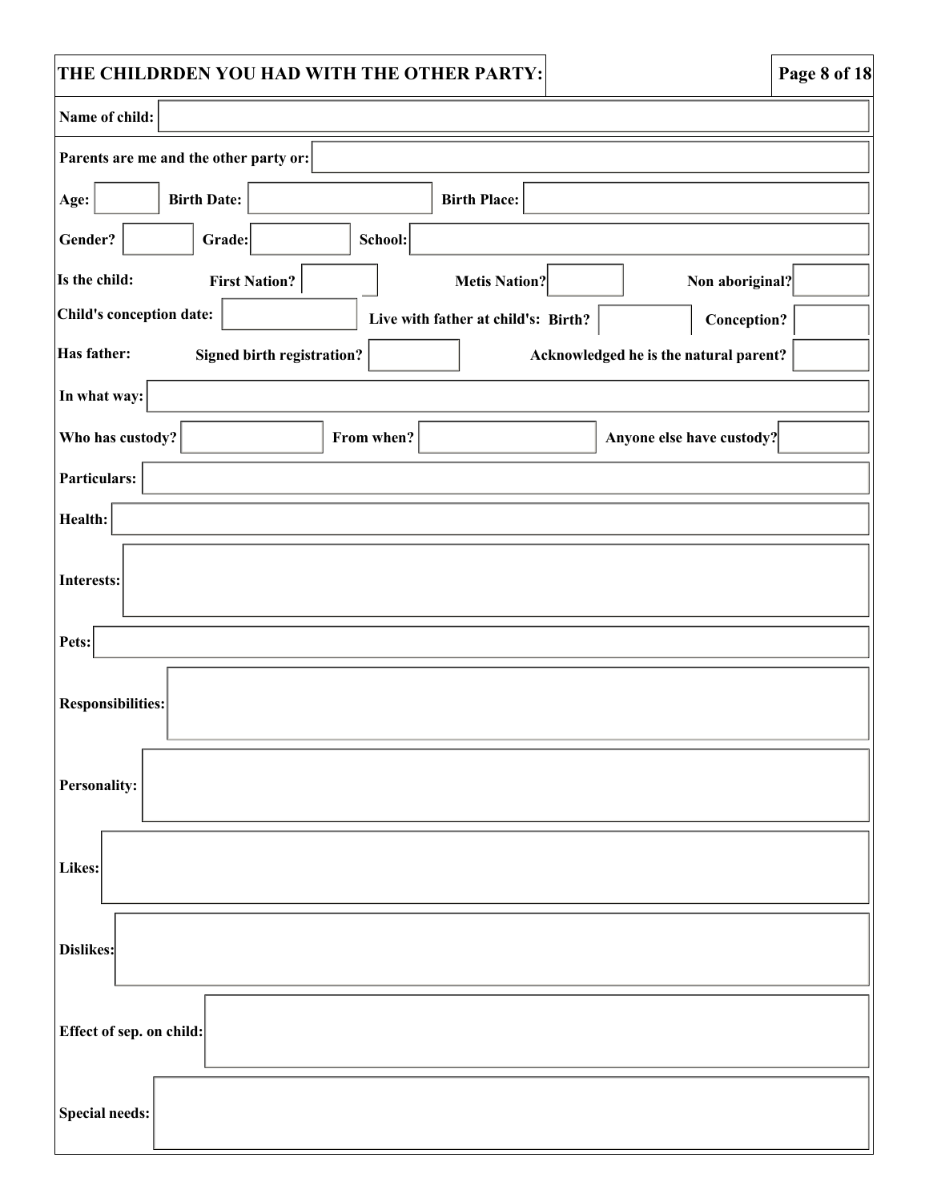## THE CHILDRDEN YOU HAD WITH THE OTHER PARTY:

**Name of child:**

**Parents are me and the other party or:**

**Age:** **Birth Date:** **Birth Place:**

**Gender?** **Grade:** **School:**

**Is the child:** **First Nation?** **Metis Nation?** **Non aboriginal?**

**Child's conception date:** **Live with father at child's: Birth?** **Conception?**

**Has father:** **Signed birth registration?** **Acknowledged he is the natural parent?**

**In what way:**

**Who has custody?** **From when?** **Anyone else have custody?**

**Particulars:**

**Health:**

**Interests:**

**Pets:**

**Responsibilities:**

**Personality:**

**Likes:**

**Dislikes:**

**Effect of sep. on child:**

**Special needs:**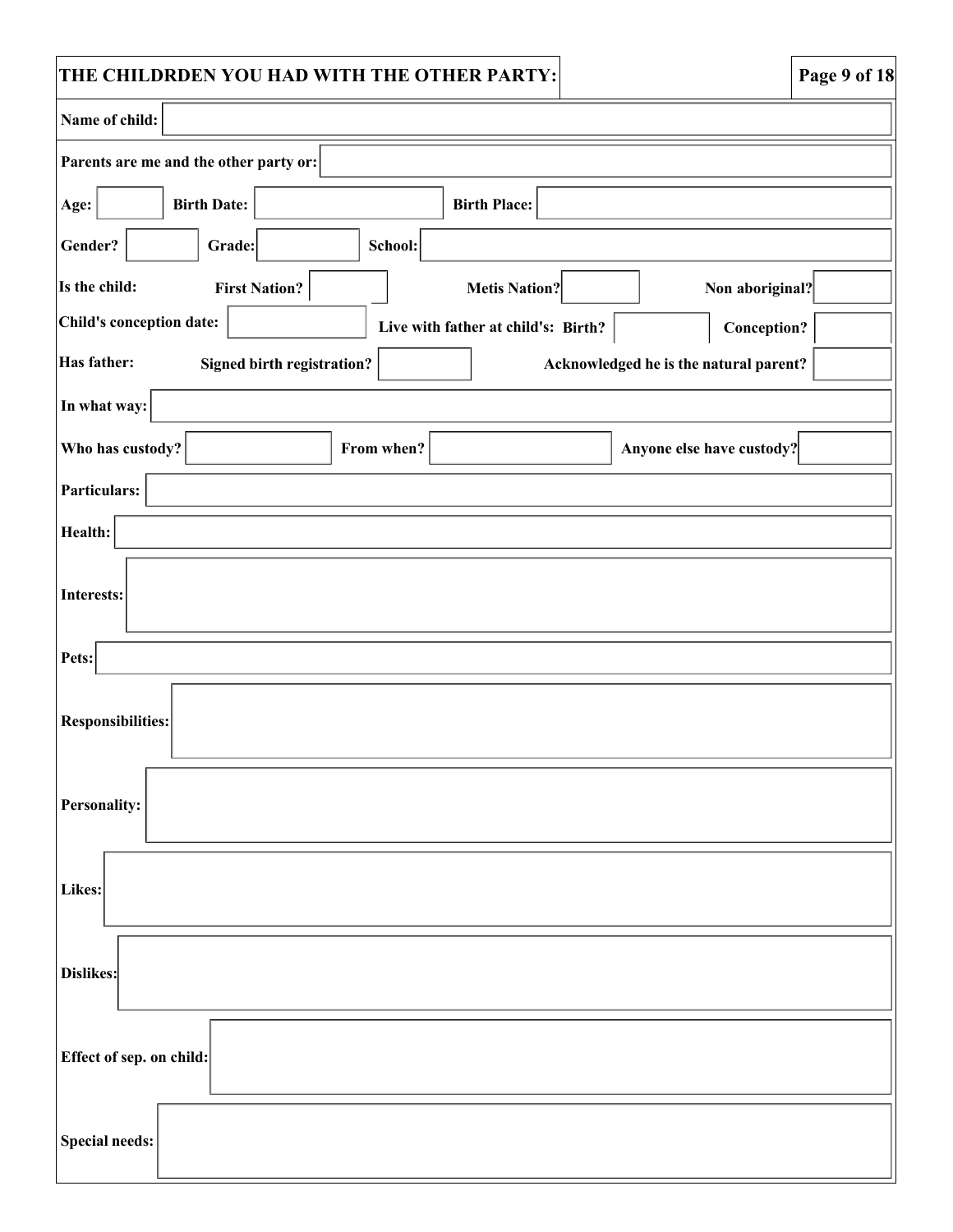## THE CHILDRDEN YOU HAD WITH THE OTHER PARTY:

**Name of child:**

**Parents are me and the other party or:**

**Age:** **Birth Date:** **Birth Place:**

**Gender?** **Grade:** **School:**

**Is the child:** **First Nation?** **Metis Nation?** **Non aboriginal?**

**Child's conception date:** **Live with father at child's: Birth?** **Conception?**

**Has father:** **Signed birth registration?** **Acknowledged he is the natural parent?**

**In what way:**

**Who has custody?** **From when?** **Anyone else have custody?**

**Particulars:**

**Health:**

**Interests:**

**Pets:**

**Responsibilities:**

**Personality:**

**Likes:**

**Dislikes:**

**Effect of sep. on child:**

**Special needs:**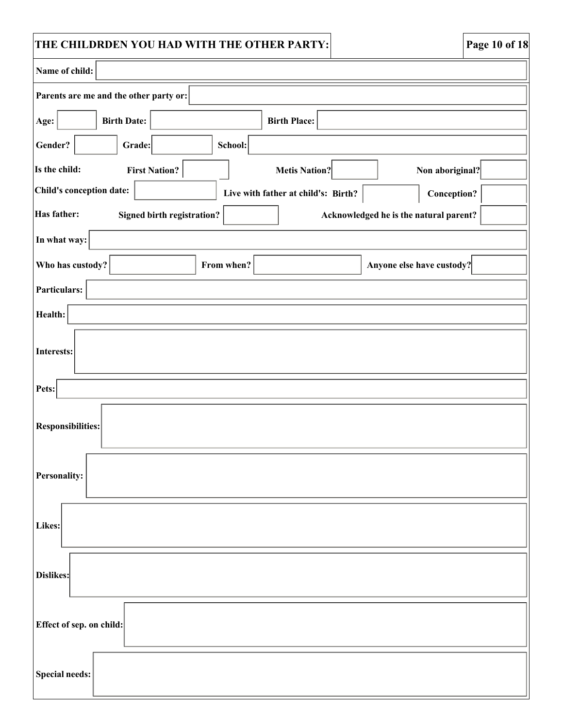## THE CHILDRDEN YOU HAD WITH THE OTHER PARTY:

**Name of child:**

**Parents are me and the other party or:**

**Age:** **Birth Date:** **Birth Place:**

**Gender?** **Grade:** **School:**

**Is the child:** **First Nation?** **Metis Nation?** **Non aboriginal?**

**Child's conception date:** **Live with father at child's: Birth?** **Conception?**

**Has father:** **Signed birth registration?** **Acknowledged he is the natural parent?**

**In what way:**

**Who has custody?** **From when?** **Anyone else have custody?**

**Particulars:**

**Health:**

**Interests:**

**Pets:**

**Responsibilities:**

**Personality:**

**Likes:**

**Dislikes:**

**Effect of sep. on child:**

**Special needs:**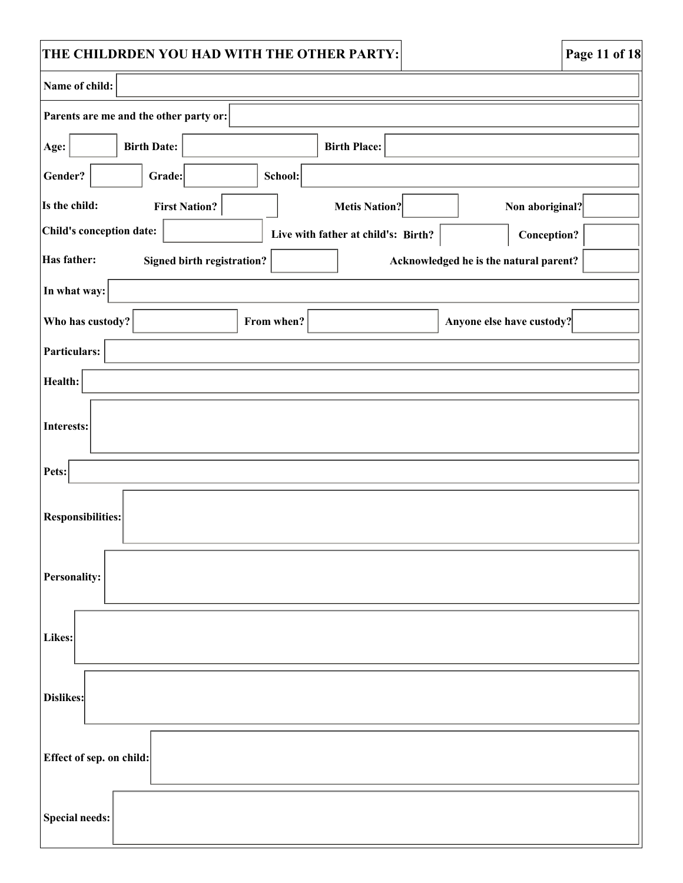## THE CHILDRDEN YOU HAD WITH THE OTHER PARTY:

**Name of child:**

**Parents are me and the other party or:**

**Age:** &nbsp;&nbsp; **Birth Date:** &nbsp;&nbsp; **Birth Place:**

**Gender?** &nbsp;&nbsp; **Grade:** &nbsp;&nbsp; **School:**

**Is the child:** &nbsp;&nbsp; **First Nation?** &nbsp;&nbsp; **Metis Nation?** &nbsp;&nbsp; **Non aboriginal?**

**Child's conception date:** &nbsp;&nbsp; **Live with father at child's: Birth?** &nbsp;&nbsp; **Conception?**

**Has father:** &nbsp;&nbsp; **Signed birth registration?** &nbsp;&nbsp; **Acknowledged he is the natural parent?**

**In what way:**

**Who has custody?** &nbsp;&nbsp; **From when?** &nbsp;&nbsp; **Anyone else have custody?**

**Particulars:**

**Health:**

**Interests:**

**Pets:**

**Responsibilities:**

**Personality:**

**Likes:**

**Dislikes:**

**Effect of sep. on child:**

**Special needs:**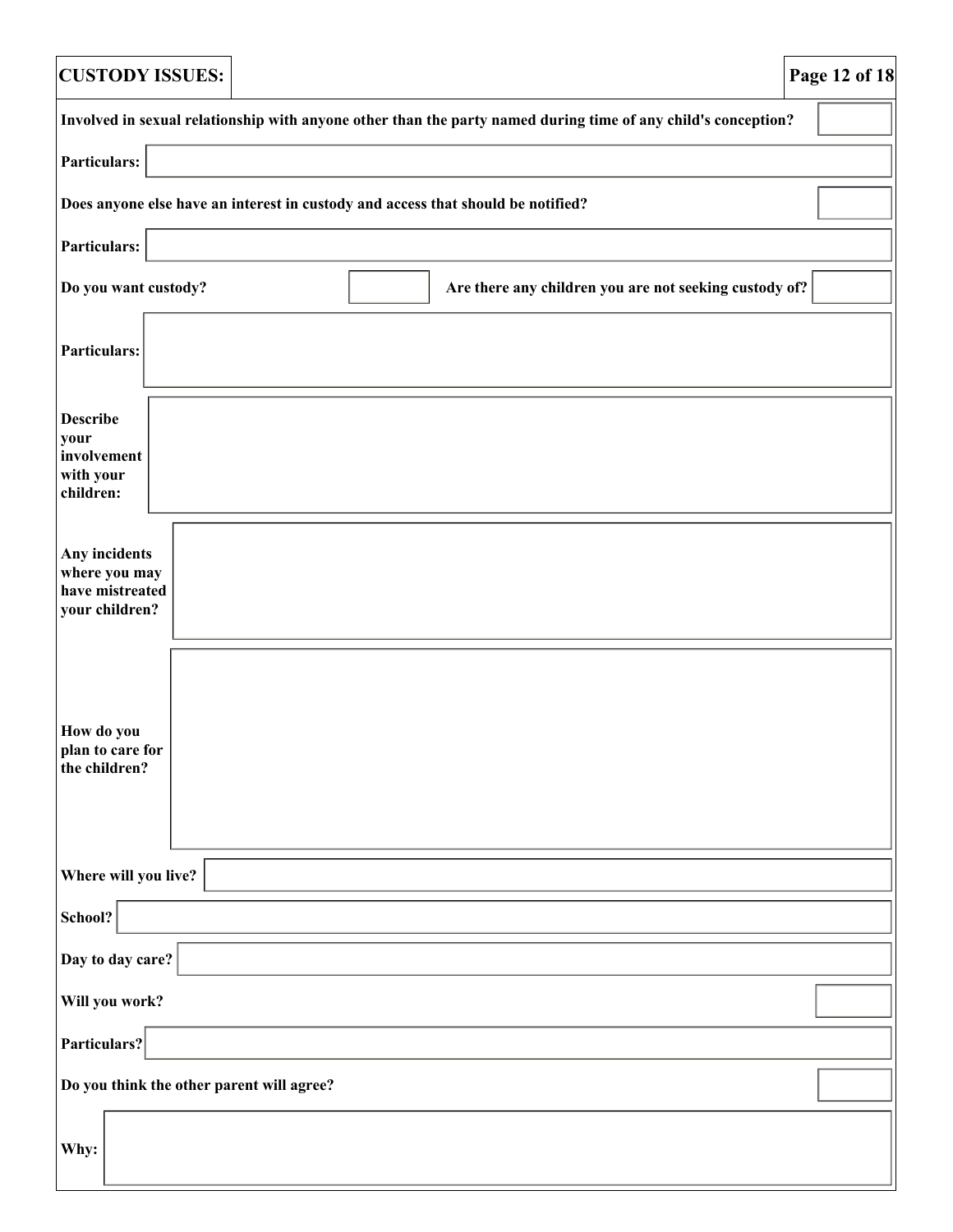## CUSTODY ISSUES:

**Involved in sexual relationship with anyone other than the party named during time of any child's conception?**

**Particulars:**

**Does anyone else have an interest in custody and access that should be notified?**

**Particulars:**

**Do you want custody?**

**Are there any children you are not seeking custody of?**

**Particulars:**

**Describe your involvement with your children:**

**Any incidents where you may have mistreated your children?**

**How do you plan to care for the children?**

**Where will you live?**

**School?**

**Day to day care?**

**Will you work?**

**Particulars?**

**Do you think the other parent will agree?**

**Why:**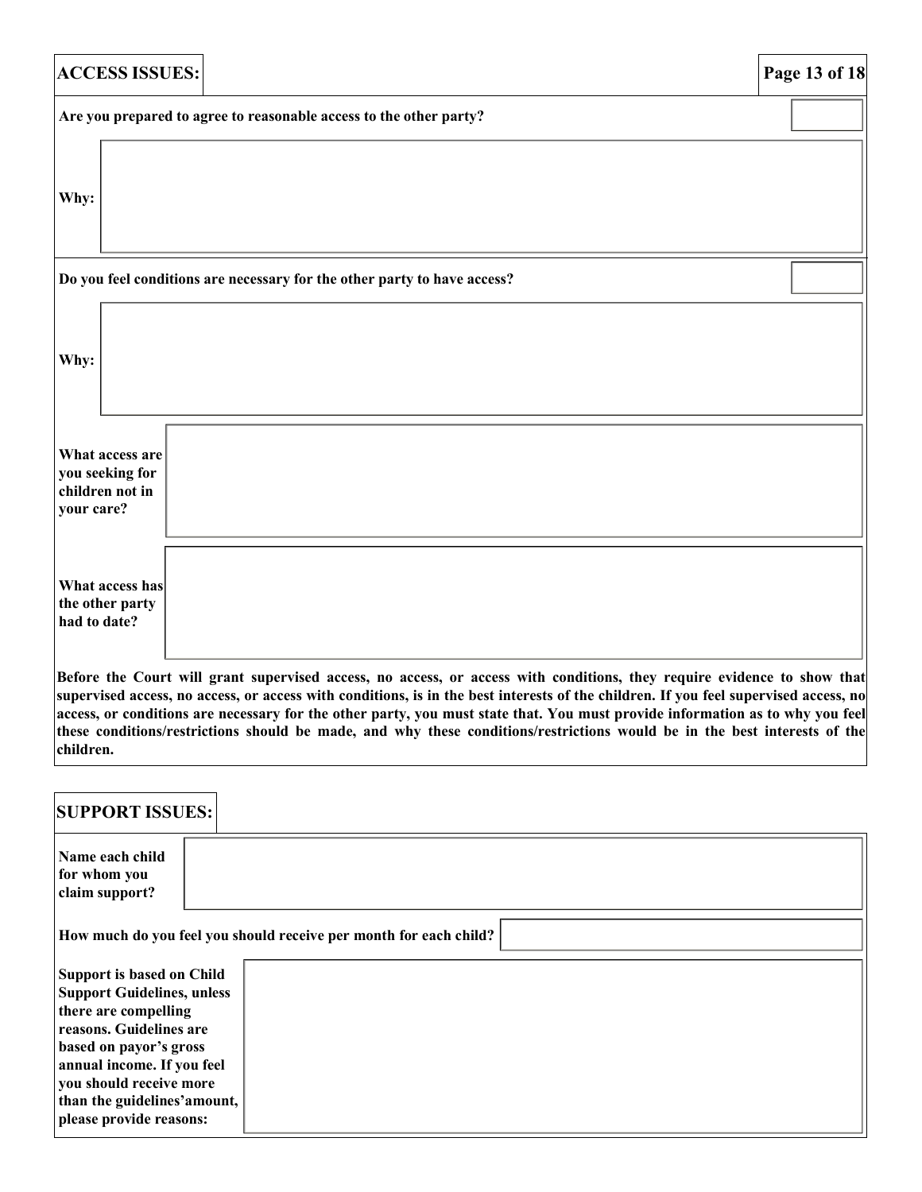## ACCESS ISSUES:

**Are you prepared to agree to reasonable access to the other party?**

**Why:**

**Do you feel conditions are necessary for the other party to have access?**

**Why:**

**What access are you seeking for children not in your care?**

**What access has the other party had to date?**

**Before the Court will grant supervised access, no access, or access with conditions, they require evidence to show that supervised access, no access, or access with conditions, is in the best interests of the children. If you feel supervised access, no access, or conditions are necessary for the other party, you must state that. You must provide information as to why you feel these conditions/restrictions should be made, and why these conditions/restrictions would be in the best interests of the children.**

## SUPPORT ISSUES:

**Name each child for whom you claim support?**

**How much do you feel you should receive per month for each child?**

**Support is based on Child Support Guidelines, unless there are compelling reasons. Guidelines are based on payor's gross annual income. If you feel you should receive more than the guidelines'amount, please provide reasons:**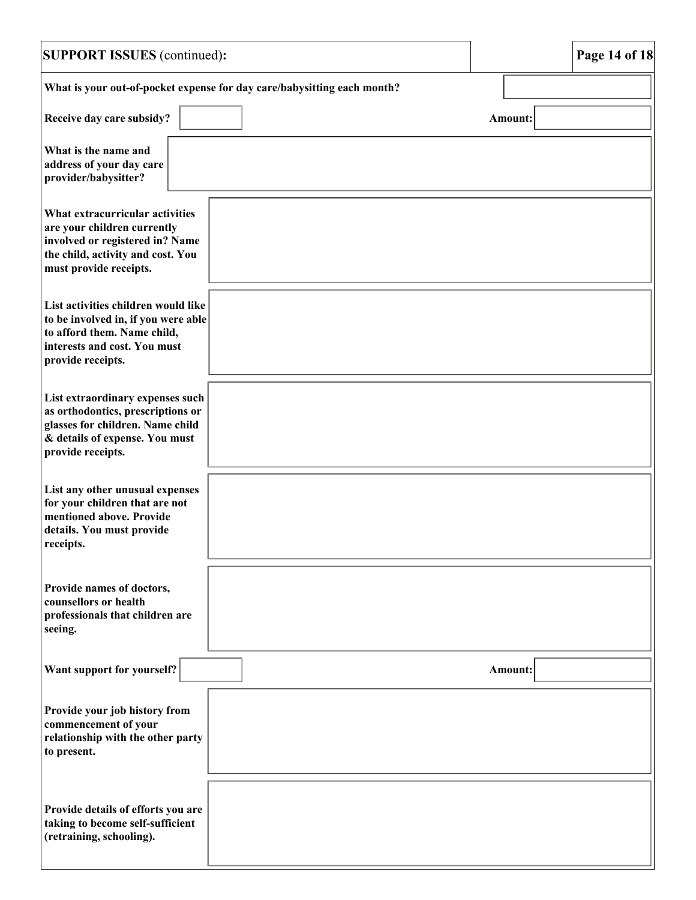## SUPPORT ISSUES (continued):

**What is your out-of-pocket expense for day care/babysitting each month?**

**Receive day care subsidy?** **Amount:**

**What is the name and address of your day care provider/babysitter?**

**What extracurricular activities are your children currently involved or registered in? Name the child, activity and cost. You must provide receipts.**

**List activities children would like to be involved in, if you were able to afford them. Name child, interests and cost. You must provide receipts.**

**List extraordinary expenses such as orthodontics, prescriptions or glasses for children. Name child & details of expense. You must provide receipts.**

**List any other unusual expenses for your children that are not mentioned above. Provide details. You must provide receipts.**

**Provide names of doctors, counsellors or health professionals that children are seeing.**

**Want support for yourself?** **Amount:**

**Provide your job history from commencement of your relationship with the other party to present.**

**Provide details of efforts you are taking to become self-sufficient (retraining, schooling).**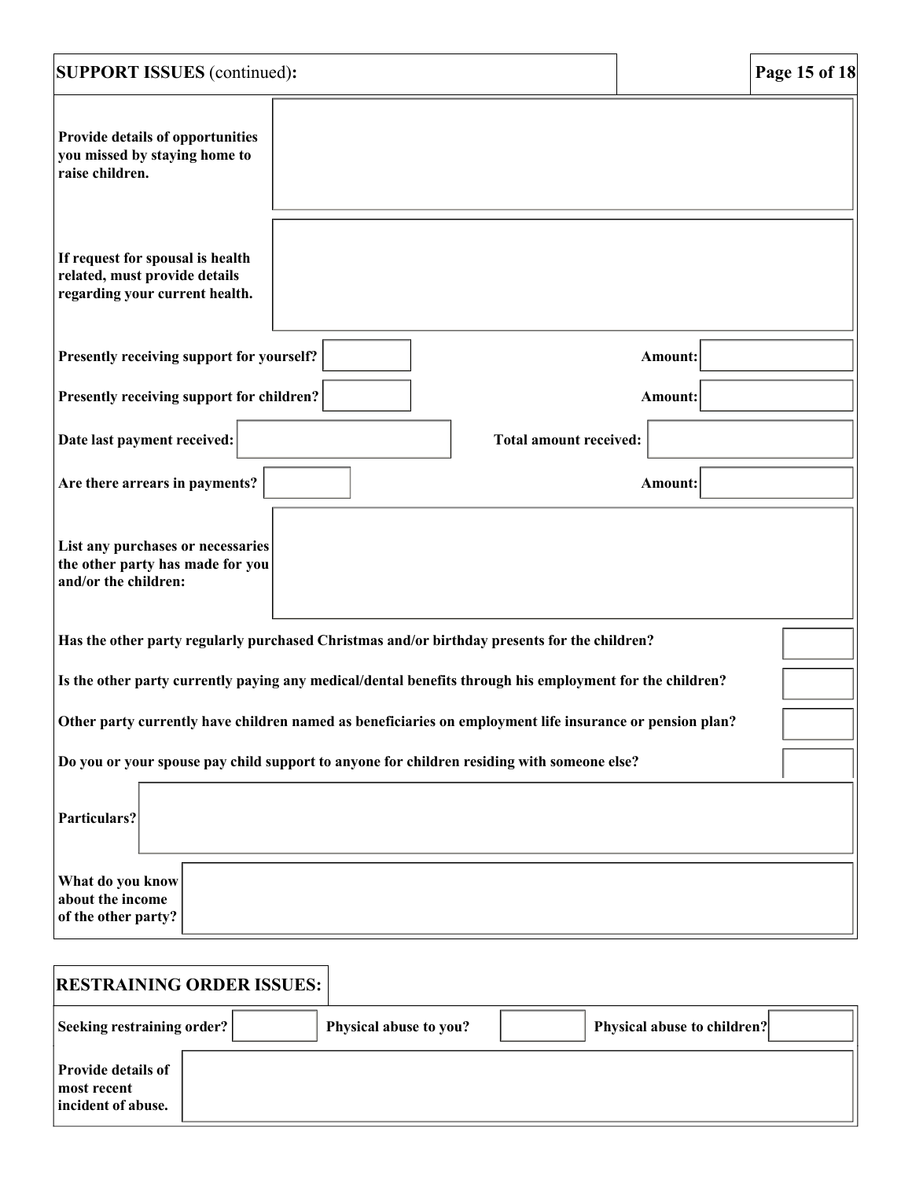## SUPPORT ISSUES (continued):

**Provide details of opportunities you missed by staying home to raise children.**

**If request for spousal is health related, must provide details regarding your current health.**

| | | | |
|---|---|---|---|
| **Presently receiving support for yourself?** | | **Amount:** | |
| **Presently receiving support for children?** | | **Amount:** | |
| **Date last payment received:** | | **Total amount received:** | |
| **Are there arrears in payments?** | | **Amount:** | |

**List any purchases or necessaries the other party has made for you and/or the children:**

| | |
|---|---|
| **Has the other party regularly purchased Christmas and/or birthday presents for the children?** | |
| **Is the other party currently paying any medical/dental benefits through his employment for the children?** | |
| **Other party currently have children named as beneficiaries on employment life insurance or pension plan?** | |
| **Do you or your spouse pay child support to anyone for children residing with someone else?** | |

**Particulars?**

**What do you know about the income of the other party?**

## RESTRAINING ORDER ISSUES:

| | | | | | |
|---|---|---|---|---|---|
| **Seeking restraining order?** | | **Physical abuse to you?** | | **Physical abuse to children?** | |

**Provide details of most recent incident of abuse.**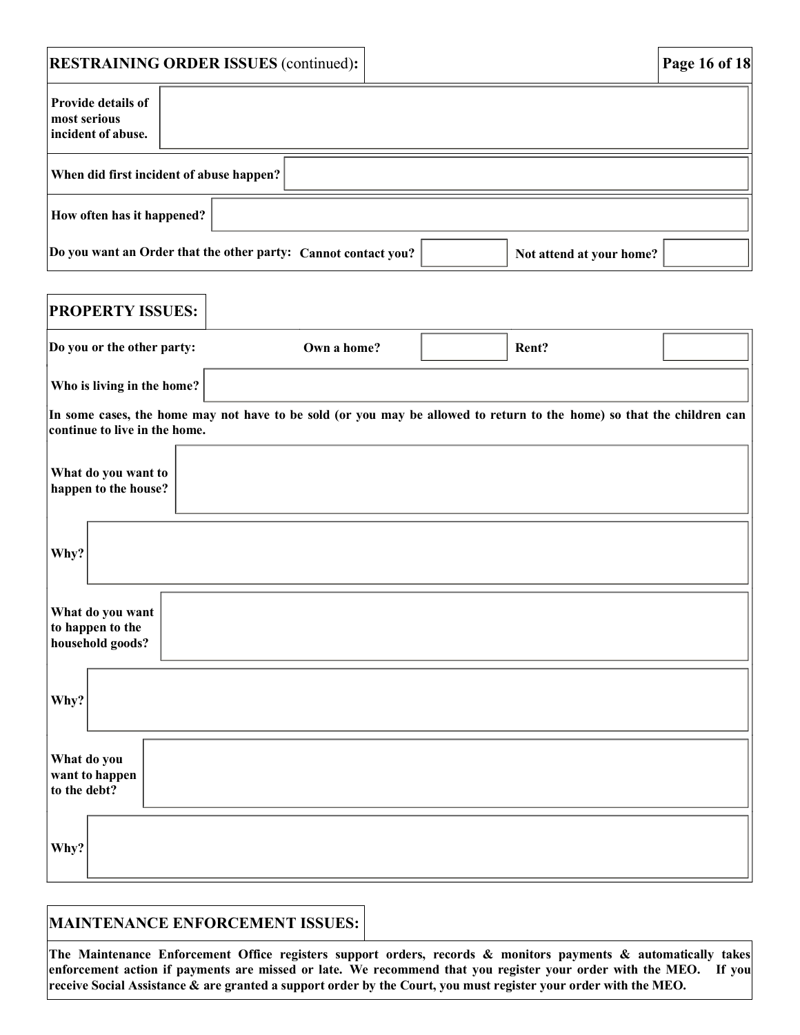## RESTRAINING ORDER ISSUES (continued):

| | |
|---|---|
| **Provide details of most serious incident of abuse.** | |
| **When did first incident of abuse happen?** | |
| **How often has it happened?** | |

**Do you want an Order that the other party:** **Cannot contact you?** ______ **Not attend at your home?** ______

## PROPERTY ISSUES:

**Do you or the other party:** **Own a home?** ______ **Rent?** ______

**Who is living in the home?** ______

**In some cases, the home may not have to be sold (or you may be allowed to return to the home) so that the children can continue to live in the home.**

| | |
|---|---|
| **What do you want to happen to the house?** | |
| **Why?** | |
| **What do you want to happen to the household goods?** | |
| **Why?** | |
| **What do you want to happen to the debt?** | |
| **Why?** | |

## MAINTENANCE ENFORCEMENT ISSUES:

**The Maintenance Enforcement Office registers support orders, records & monitors payments & automatically takes enforcement action if payments are missed or late. We recommend that you register your order with the MEO. If you receive Social Assistance & are granted a support order by the Court, you must register your order with the MEO.**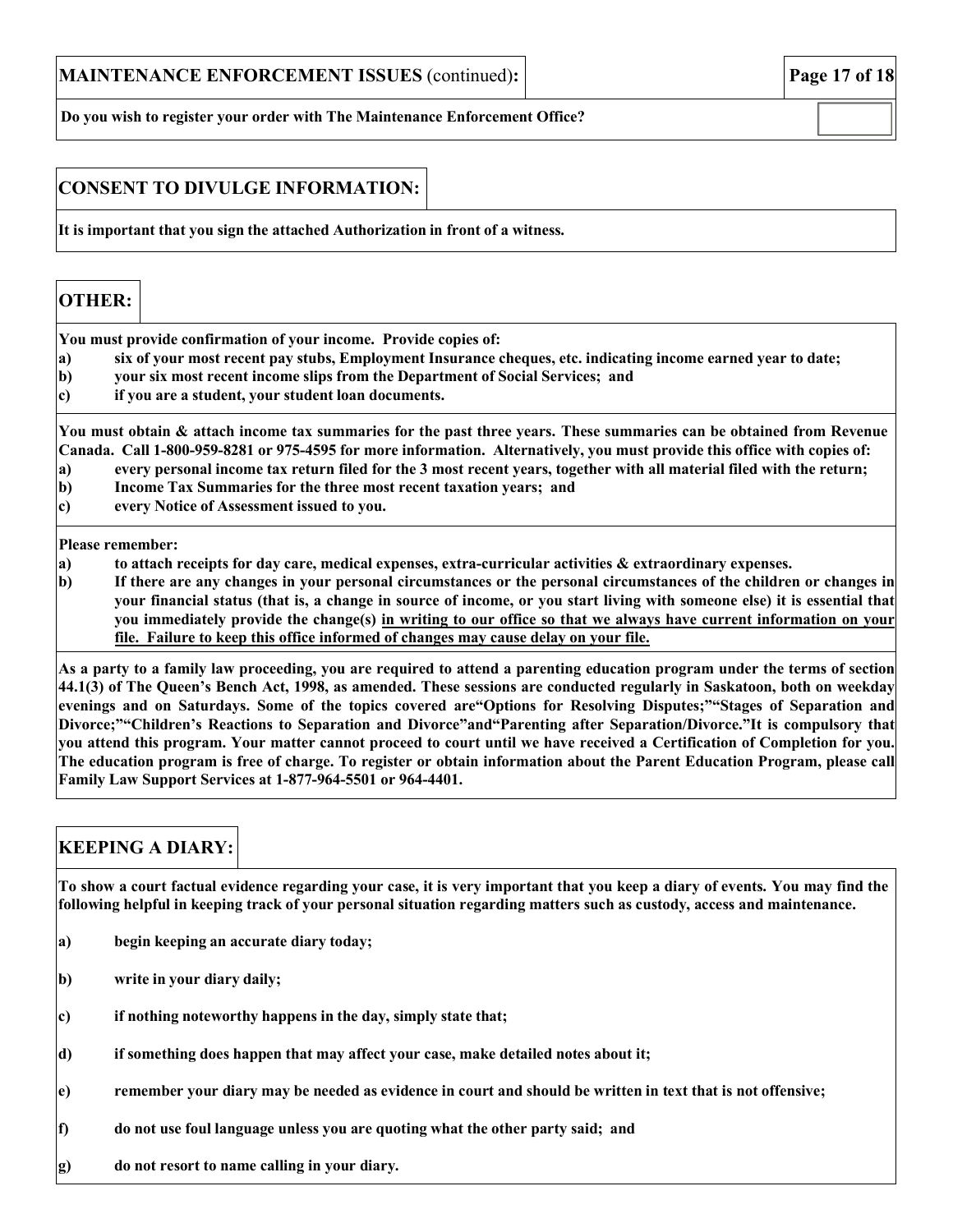## MAINTENANCE ENFORCEMENT ISSUES (continued):

**Do you wish to register your order with The Maintenance Enforcement Office?**

## CONSENT TO DIVULGE INFORMATION:

**It is important that you sign the attached Authorization in front of a witness.**

## OTHER:

**You must provide confirmation of your income. Provide copies of:**

**a) six of your most recent pay stubs, Employment Insurance cheques, etc. indicating income earned year to date;**

**b) your six most recent income slips from the Department of Social Services; and**

**c) if you are a student, your student loan documents.**

**You must obtain & attach income tax summaries for the past three years. These summaries can be obtained from Revenue Canada. Call 1-800-959-8281 or 975-4595 for more information. Alternatively, you must provide this office with copies of:**

**a) every personal income tax return filed for the 3 most recent years, together with all material filed with the return;**

**b) Income Tax Summaries for the three most recent taxation years; and**

**c) every Notice of Assessment issued to you.**

**Please remember:**

**a) to attach receipts for day care, medical expenses, extra-curricular activities & extraordinary expenses.**

**b) If there are any changes in your personal circumstances or the personal circumstances of the children or changes in your financial status (that is, a change in source of income, or you start living with someone else) it is essential that you immediately provide the change(s) <u>in writing to our office so that we always have current information on your file. Failure to keep this office informed of changes may cause delay on your file.</u>**

**As a party to a family law proceeding, you are required to attend a parenting education program under the terms of section 44.1(3) of The Queen's Bench Act, 1998, as amended. These sessions are conducted regularly in Saskatoon, both on weekday evenings and on Saturdays. Some of the topics covered are"Options for Resolving Disputes;""Stages of Separation and Divorce;""Children's Reactions to Separation and Divorce"and"Parenting after Separation/Divorce."It is compulsory that you attend this program. Your matter cannot proceed to court until we have received a Certification of Completion for you. The education program is free of charge. To register or obtain information about the Parent Education Program, please call Family Law Support Services at 1-877-964-5501 or 964-4401.**

## KEEPING A DIARY:

**To show a court factual evidence regarding your case, it is very important that you keep a diary of events. You may find the following helpful in keeping track of your personal situation regarding matters such as custody, access and maintenance.**

**a) begin keeping an accurate diary today;**

**b) write in your diary daily;**

**c) if nothing noteworthy happens in the day, simply state that;**

**d) if something does happen that may affect your case, make detailed notes about it;**

**e) remember your diary may be needed as evidence in court and should be written in text that is not offensive;**

**f) do not use foul language unless you are quoting what the other party said; and**

**g) do not resort to name calling in your diary.**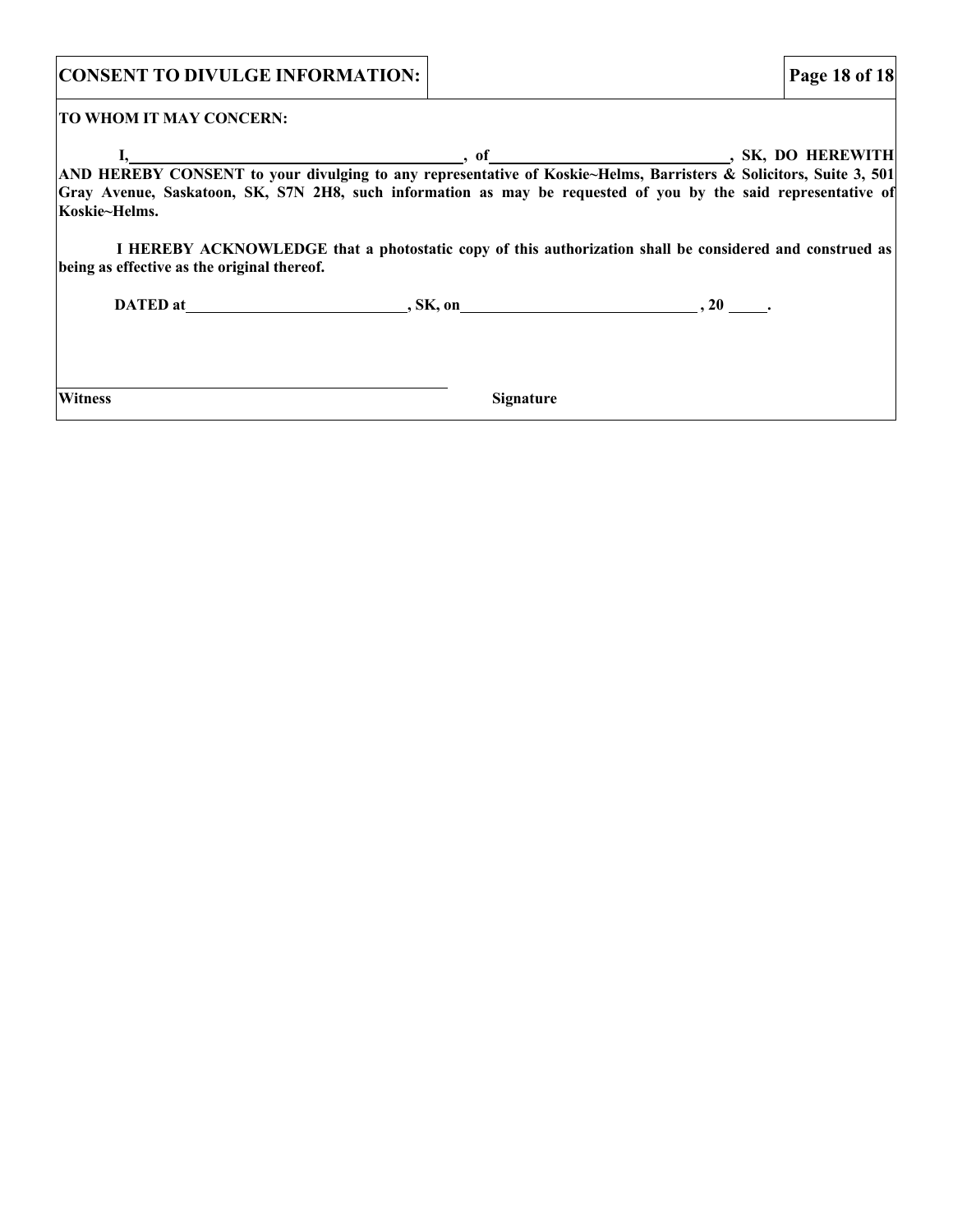## CONSENT TO DIVULGE INFORMATION:

**TO WHOM IT MAY CONCERN:**

**I,\_\_\_\_\_\_\_\_\_\_\_\_\_\_\_\_\_\_\_\_\_\_\_\_\_\_\_\_\_\_\_\_\_\_\_\_\_\_\_\_\_\_, of\_\_\_\_\_\_\_\_\_\_\_\_\_\_\_\_\_\_\_\_\_\_\_\_\_\_\_\_\_\_, SK, DO HEREWITH AND HEREBY CONSENT to your divulging to any representative of Koskie~Helms, Barristers & Solicitors, Suite 3, 501 Gray Avenue, Saskatoon, SK, S7N 2H8, such information as may be requested of you by the said representative of Koskie~Helms.**

**I HEREBY ACKNOWLEDGE that a photostatic copy of this authorization shall be considered and construed as being as effective as the original thereof.**

**DATED at\_\_\_\_\_\_\_\_\_\_\_\_\_\_\_\_\_\_\_\_\_\_\_\_\_\_\_\_, SK, on\_\_\_\_\_\_\_\_\_\_\_\_\_\_\_\_\_\_\_\_\_\_\_\_\_\_\_\_\_\_ , 20 \_\_\_\_\_.**

\_\_\_\_\_\_\_\_\_\_\_\_\_\_\_\_\_\_\_\_\_\_\_\_\_\_\_\_\_\_\_\_\_\_\_\_\_\_\_\_\_\_\_\_

**Witness** **Signature**